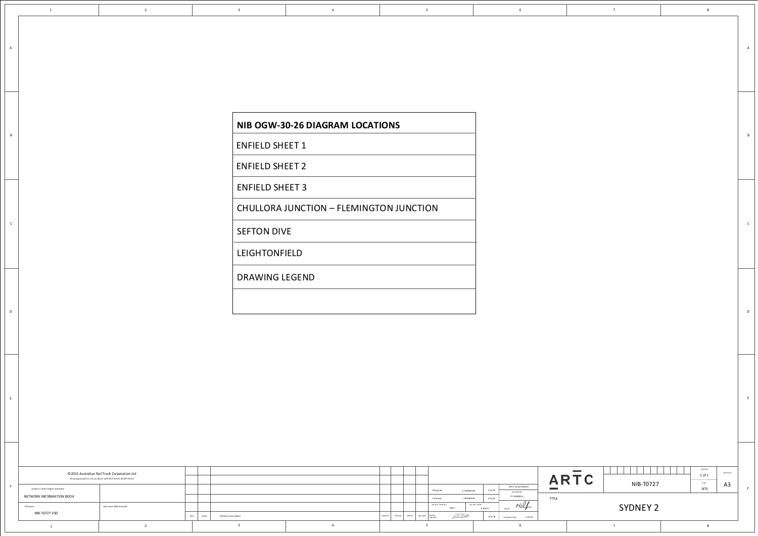## NIB OGW-30-26 DIAGRAM LOCATIONS

| NIB OGW-30-26 DIAGRAM LOCATIONS |
|---|
| ENFIELD SHEET 1 |
| ENFIELD SHEET 2 |
| ENFIELD SHEET 3 |
| CHULLORA JUNCTION – FLEMINGTON JUNCTION |
| SEFTON DIVE |
| LEIGHTONFIELD |
| DRAWING LEGEND |
| |

© 2015 Australian Rail Track Corporation Ltd

Drawing standard in accordance with EGP-04-01 & EGP-04-02

Used on / Next higher assembly: NETWORK INFORMATION BOOK

Filename: NIB-T0727.VSD

Alternate DMS Number

| Designed | G HARRISON | 5/1/16 |
|---|---|---|
| Checked | J SPARROW | 5/1/16 |
| Ind. Rev. Company | ARTC | |
| Ind. Rev. Name | B RUTH | 5/1/16 |

ARTC ACCEPTANCE – Accepted by: P CAMPBELL – Acceptance Date: 5/1/16

ARTC

NIB-T0727

Sheet No. 1 of 1 – Scale NTS – Sheet Size A3

TITLE: SYDNEY 2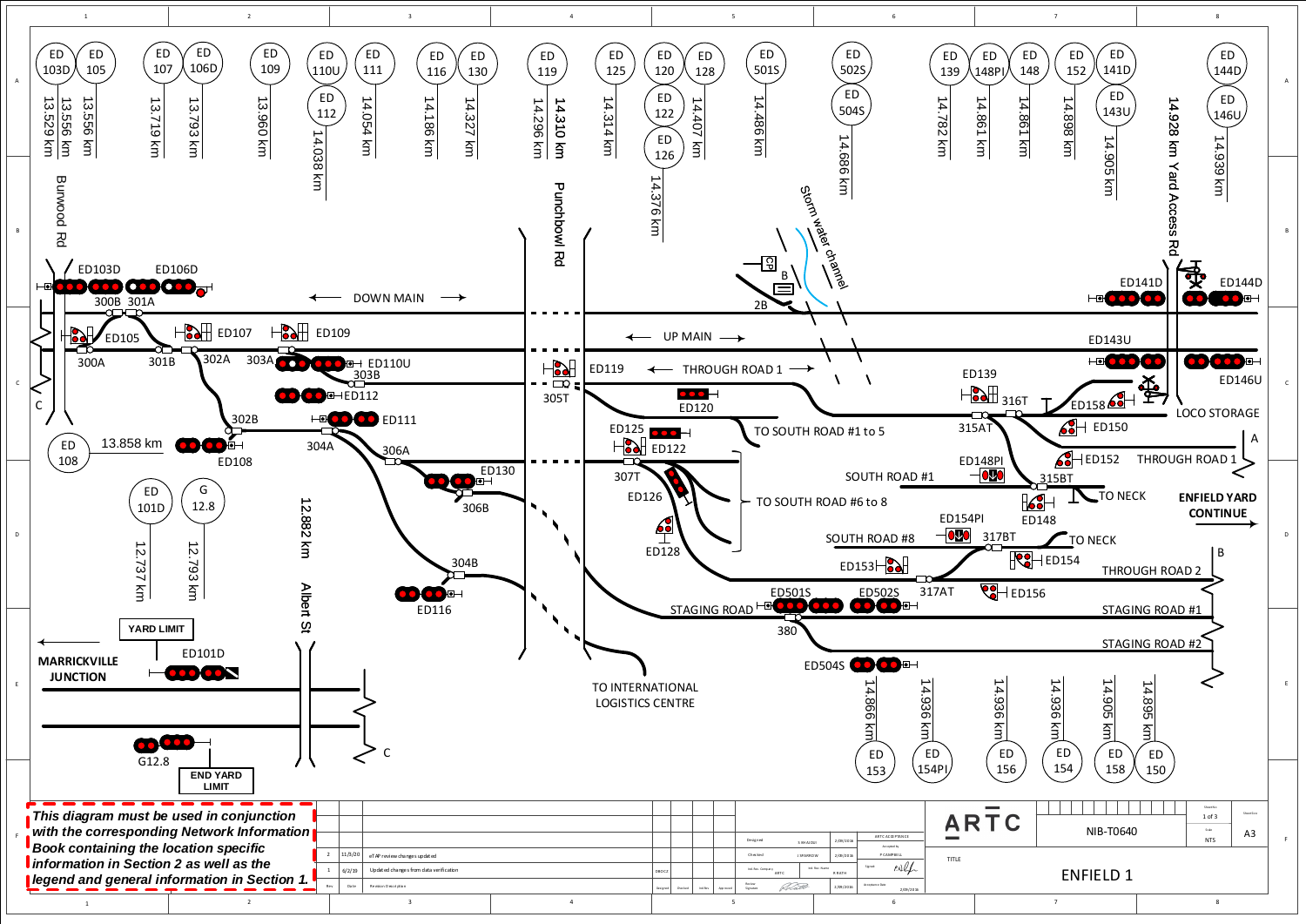# ENFIELD 1

NIB-T0640

## Signal locations

| Signal | Location |
| --- | --- |
| ED 103D | 13.529 km |
| ED 105 | 13.556 km |
| ED 107 | 13.719 km |
| ED 106D | 13.793 km |
| ED 109 | 13.960 km |
| ED 110U / ED 112 | 14.038 km |
| ED 111 | 14.054 km |
| ED 116 | 14.186 km |
| ED 130 | 14.327 km |
| ED 119 | 14.296 km |
| Punchbowl Rd | 14.310 km |
| ED 125 | 14.314 km |
| ED 120 / ED 122 / ED 126 | 14.376 km |
| ED 128 | 14.407 km |
| ED 501S | 14.486 km |
| ED 502S / ED 504S | 14.686 km |
| ED 139 | 14.782 km |
| ED 148PI | 14.861 km |
| ED 148 | 14.861 km |
| ED 152 | 14.898 km |
| ED 141D / ED 143U | 14.905 km |
| Yard Access Rd | 14.928 km |
| ED 144D / ED 146U | 14.939 km |
| ED 108 | 13.858 km |
| ED 101D | 12.737 km |
| G 12.8 | 12.793 km |
| Albert St | 12.882 km |
| ED 153 | 14.866 km |
| ED 154PI | 14.936 km |
| ED 156 | 14.936 km |
| ED 154 | 14.936 km |
| ED 158 | 14.905 km |
| ED 150 | 14.895 km |

## Diagram labels

Burwood Rd, Punchbowl Rd, Albert St, Storm water channel, Yard Access Rd

DOWN MAIN, UP MAIN, THROUGH ROAD 1, TO SOUTH ROAD #1 to 5, SOUTH ROAD #1, TO SOUTH ROAD #6 to 8, SOUTH ROAD #8, STAGING ROAD, LOCO STORAGE, THROUGH ROAD 1, TO NECK, TO NECK, THROUGH ROAD 2, STAGING ROAD #1, STAGING ROAD #2, TO INTERNATIONAL LOGISTICS CENTRE, ENFIELD YARD CONTINUE, MARRICKVILLE JUNCTION, YARD LIMIT, END YARD LIMIT

Signals: ED103D, ED106D, ED105, ED107, ED109, ED110U, ED112, ED111, ED108, ED130, ED116, ED101D, G12.8, ED119, ED120, ED125, ED122, ED126, ED128, ED501S, ED502S, ED504S, ED139, ED141D, ED144D, ED143U, ED146U, ED158, ED150, ED152, ED148PI, ED148, ED154PI, ED154, ED153, ED156

Points: 300A, 300B, 301A, 301B, 302A, 302B, 303A, 303B, 304A, 304B, 306A, 306B, 305T, 307T, 2B, B, 380, 315AT, 315BT, 316T, 317AT, 317BT, CP

*This diagram must be used in conjunction with the corresponding Network Information Book containing the location specific information in Section 2 as well as the legend and general information in Section 1.*

| Rev | Date | Revision Description |
| --- | --- | --- |
| 2 | 11/5/20 | eTAP review changes updated |
| 1 | 6/2/19 | Updated changes from data verification |

Designed: S KHALIDU 2/09/2016 — Checked: I SPARROW 2/09/2016 — Int.Rev.Company: ARTC, Int.Rev.Name: R RATH — Review Signature 2/09/2016 — ARTC ACCEPTANCE: Accepted by P CAMPBELL, Acceptance Date 2/09/2016

ARTC — TITLE: ENFIELD 1 — Sheet 1 of 3 — Scale NTS — A3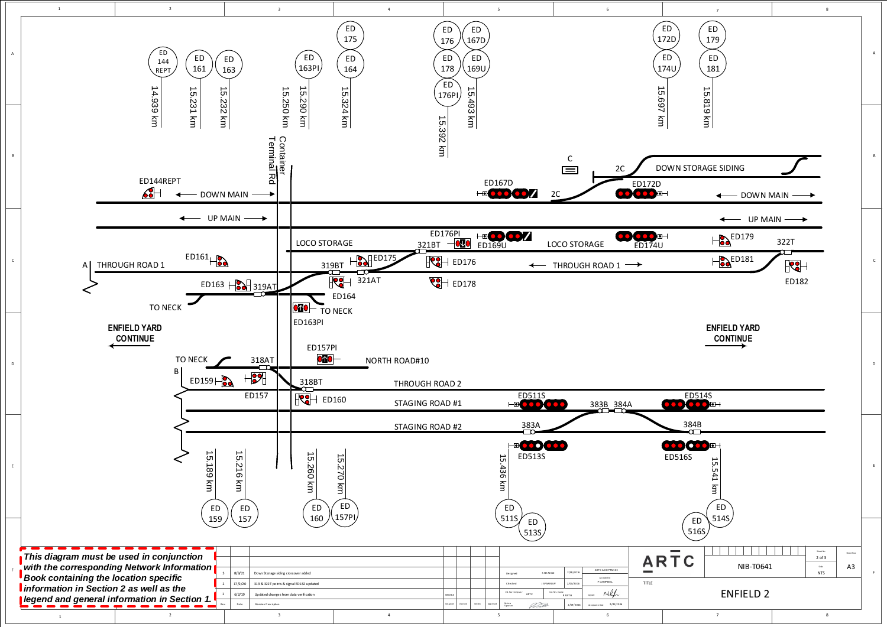ED 144 REPT — 14.939 km
ED 161 — 15.231 km
ED 163 — 15.232 km
Container Terminal Rd — 15.250 km
ED 163PI — 15.290 km
ED 175
ED 164 — 15.324 km
ED 176
ED 178
ED 176PI — 15.392 km
ED 167D
ED 169U — 15.493 km
ED 172D
ED 174U — 15.697 km
ED 179
ED 181 — 15.819 km

ED144REPT

DOWN MAIN

UP MAIN

ED167D

C

2C

2C

DOWN STORAGE SIDING

ED172D

DOWN MAIN

UP MAIN

ED176PI

321BT

ED169U

LOCO STORAGE

LOCO STORAGE

ED174U

ED179

322T

ED161

A THROUGH ROAD 1

319BT

ED175

ED176

THROUGH ROAD 1

ED181

ED182

ED163

319AT

321AT

ED178

ED164

TO NECK

TO NECK

ED163PI

**ENFIELD YARD CONTINUE**

**ENFIELD YARD CONTINUE**

ED157PI

TO NECK

318AT

NORTH ROAD#10

B

ED159

318BT

THROUGH ROAD 2

ED157

ED160

STAGING ROAD #1

ED511S

383B 384A

ED514S

STAGING ROAD #2

383A

384B

ED513S

ED516S

ED 159 — 15.189 km
ED 157 — 15.216 km
ED 160 — 15.260 km
ED 157PI — 15.270 km
ED 511S — 15.436 km
ED 513S
ED 516S
ED 514S — 15.541 km

*This diagram must be used in conjunction with the corresponding Network Information Book containing the location specific information in Section 2 as well as the legend and general information in Section 1.*

| Rev | Date | Revision Description |
|---|---|---|
| 3 | 8/9/21 | Down Storage siding crossover added |
| 2 | 17/2/20 | 319 & 322T points & signal ED182 updated |
| 1 | 6/2/19 | Updated changes from data verification |

Designed: S KHALIDU 2/09/2016
Checked: I SPARROW 2/09/2016
Ind. Rev. Company: ARTC — Ind. Rev. Name: R RATH
ARTC ACCEPTANCE — Accepted by P CAMPBELL — Acceptance Date 2/09/2016

ARTC

NIB-T0641

Sheet No. 2 of 3 — Scale NTS — Sheet Size A3

TITLE: ENFIELD 2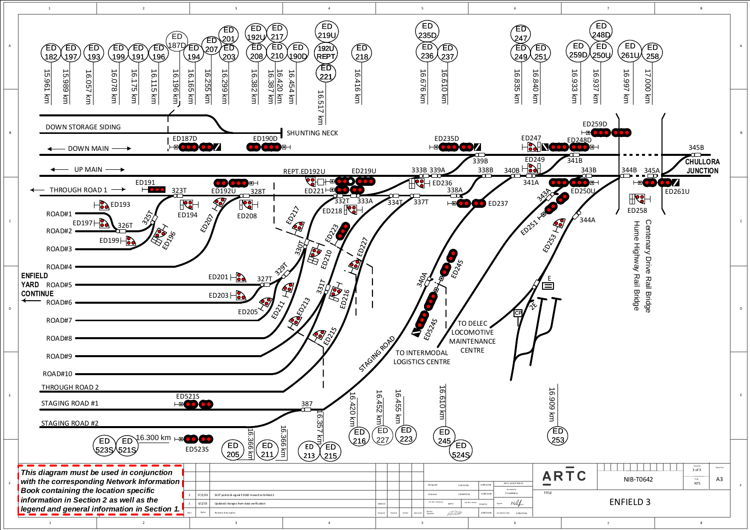# ENFIELD 3

| ED | km |
|---|---|
| ED 182 | 15.961 km |
| ED 197 | 15.989 km |
| ED 193 | 16.057 km |
| ED 199 | 16.078 km |
| ED 191 | 16.175 km |
| ED 196 | 16.115 km |
| ED 187D | 16.196 km |
| ED 194 | 16.165 km |
| ED 207 / ED 201 | 16.255 km |
| ED 203 | 16.299 km |
| ED 208 / ED 192U | 16.382 km |
| ED 210 / ED 217 | 16.387 km |
| ED 190D | 16.420 km |
| ED 219U / 192U REPT / ED 221 | 16.517 km |
| ED 218 | 16.454 km |
| ED 236 / ED 235D | 16.676 km |
| ED 237 | 16.610 km |
| ED 249 / ED 247 | 16.835 km |
| ED 251 | 16.840 km |
| ED 259D | 16.933 km |
| ED 250U / ED 248D | 16.937 km |
| ED 261U | 16.997 km |
| ED 258 | 17.000 km |
| ED 523S / ED 521S | 16.300 km |
| ED 205 | 16.366 km |
| ED 211 | 16.366 km |
| ED 213 / ED 215 | 16.357 km |
| ED 216 | 16.420 km |
| ED 227 | 16.452 km |
| ED 223 | 16.455 km |
| ED 245 / ED 524S | 16.610 km |
| ED 253 | 16.909 km |

DOWN STORAGE SIDING
SHUNTING NECK
DOWN MAIN
UP MAIN
THROUGH ROAD 1
ROAD#1
ROAD#2
ROAD#3
ROAD#4
ENFIELD YARD CONTINUE
ROAD#5
ROAD#6
ROAD#7
ROAD#8
ROAD#9
ROAD#10
THROUGH ROAD 2
STAGING ROAD #1
STAGING ROAD #2
STAGING ROAD
TO INTERMODAL LOGISTICS CENTRE
TO DELEC LOCOMOTIVE MAINTENANCE CENTRE
CHULLORA JUNCTION
Hume Highway Rail Bridge
Centenary Drive Rail Bridge

Signals: ED187D, ED190D, ED235D, ED247, ED248D, ED259D, ED191, ED192U, REPT.ED192U, ED219U, ED221, ED236, ED249, ED250U, ED261U, ED193, ED194, ED208, ED218, ED237, ED258, ED197, ED199, ED196, ED207, ED217, ED223, ED227, ED210, ED251, ED253, ED201, ED203, ED205, ED211, ED213, ED215, ED216, ED245, ED524S, ED521S, ED523S

Points: 323T, 325T, 326T, 327T, 328T, 329T, 330T, 331T, 332T, 333A, 334T, 337T, 333B, 339A, 338A, 338B, 339B, 340A, 340B, 341A, 341B, 343A, 343B, 344A, 344B, 345A, 345B, 387, 2E, E, CP

*This diagram must be used in conjunction with the corresponding Network Information Book containing the location specific information in Section 2 as well as the legend and general information in Section 1.*

| Rev | Date | Revision Description |
|---|---|---|
| 2 | 17/2/20 | 323T points & signal ED182 moved to Enfield 2 |
| 1 | 6/2/19 | Updated changes from data verification |

Designed: S SHAIDU 2/09/2016
Checked: J SPARROW 2/09/2016
ARTC ACCEPTANCE — Accepted by: P CAMPBELL 2/09/2016
Ind. Rev. Company: ARTC — Ind. Rev. Name: R RATH
Acceptance Date: 2/09/2016

ARTC
NIB-T0642
Sheet No. 3 of 3
Scale: NTS
Sheet Size: A3
TITLE: ENFIELD 3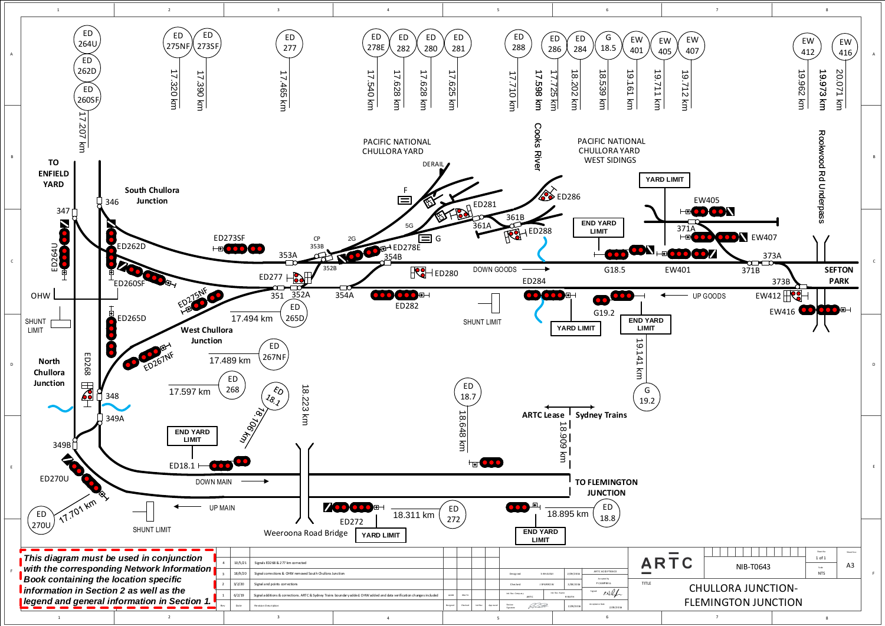**TO ENFIELD YARD**

**South Chullora Junction**

**North Chullora Junction**

**West Chullora Junction**

PACIFIC NATIONAL CHULLORA YARD

PACIFIC NATIONAL CHULLORA YARD WEST SIDINGS

**Cooks River**

**Rookwood Rd Underpass**

**SEFTON PARK**

**TO FLEMINGTON JUNCTION**

**ARTC Lease** | **Sydney Trains**

Weeroona Road Bridge

DOWN GOODS — UP GOODS — DOWN MAIN — UP MAIN

YARD LIMIT — END YARD LIMIT — SHUNT LIMIT — OHW — DERAIL

ED264U, ED262D, ED260SF — 17.207 km
ED275NF — 17.320 km
ED273SF — 17.390 km
ED277 — 17.465 km
ED278E — 17.540 km
ED282 — 17.628 km
ED280 — 17.628 km
ED281 — 17.625 km
ED288 — 17.710 km
17.598 km
ED286 — 17.725 km
ED284 — 18.202 km
G18.5 — 18.539 km
EW401 — 19.161 km
EW405 — 19.711 km
EW407 — 19.712 km
EW412 — 19.962 km
19.973 km
EW416 — 20.071 km
ED265D — 17.494 km
ED267NF — 17.489 km
ED268 — 17.597 km
ED18.1 — 18.106 km
18.223 km
ED18.7 — 18.648 km
18.909 km
G19.2 — 19.141 km
ED270U — 17.701 km
ED272 — 18.311 km
ED18.8 — 18.895 km

Points: 346, 347, 348, 349A, 349B, 351, 352A, 352B, 353A, 353B, 354A, 354B, 361A, 361B, 371A, 371B, 373A, 373B

Signals: F, G, 5G, 2G, CP

***This diagram must be used in conjunction with the corresponding Network Information Book containing the location specific information in Section 2 as well as the legend and general information in Section 1.***

| Rev | Date | Revision Description |
|---|---|---|
| 4 | 10/5/21 | Signals ED268 & 277 km corrected |
| 3 | 18/8/20 | Signal corrections & OHW removed South Chullora Junction |
| 2 | 3/2/20 | Signal and points corrections |
| 1 | 6/2/19 | Signal additions & corrections. ARTC & Sydney Trains boundary added. OHW added and data verification changes included |

Designed: S KHALOU 2/09/2016 — Checked: J SPARROW 2/09/2016 — Ind. Rev Company: ARTC — Ind. Rev Name: R BATH — ARTC ACCEPTANCE: Accepted by P CAMPBELL 2/09/2016

**ARTC**

NIB-T0643 — Sheet No 1 of 1 — Scale NTS — A3

TITLE: CHULLORA JUNCTION-FLEMINGTON JUNCTION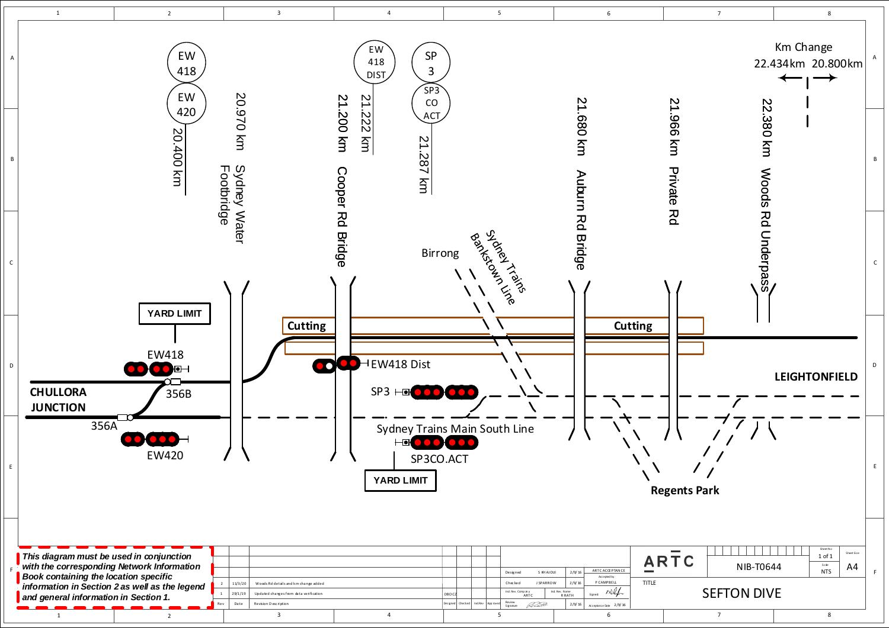Km Change
22.434km 20.800km

| Signal | Location | km |
|---|---|---|
| EW 418 / EW 420 | | 20.400 km |
| | Sydney Water Footbridge | 20.970 km |
| | Cooper Rd Bridge | 21.200 km |
| EW 418 DIST | | 21.222 km |
| SP 3 / SP3 CO ACT | | 21.287 km |
| | Auburn Rd Bridge | 21.680 km |
| | Private Rd | 21.966 km |
| | Woods Rd Underpass | 22.380 km |

Birrong

Sydney Trains Bankstown Line

Cutting

Cutting

YARD LIMIT

EW418

356B

CHULLORA JUNCTION

356A

EW420

EW418 Dist

SP3

Sydney Trains Main South Line

SP3CO.ACT

YARD LIMIT

LEIGHTONFIELD

Regents Park

***This diagram must be used in conjunction with the corresponding Network Information Book containing the location specific information in Section 2 as well as the legend and general information in Section 1.***

| Rev | Date | Revision Description | | Designed | Checked | Ind.Rev | Approved |
|---|---|---|---|---|---|---|---|
| 2 | 11/3/20 | Woods Rd details and km change added | | | | | |
| 1 | 29/1/19 | Updated changes from data verification | DBDCZ | | | | |

| | | | |
|---|---|---|---|
| Designed | S RHAJOUI | 2/9/16 | ARTC ACCEPTANCE |
| Checked | J SPARROW | 2/9/16 | Accepted by P CAMPBELL |
| Ind. Rev. Company ARTC | Ind. Rev. Name R RATH | | Signed |
| Review Signature | | 2/9/16 | Acceptance Date 2/9/16 |

ARTC

TITLE: SEFTON DIVE

NIB-T0644

Sheet No: 1 of 1

Scale: NTS

Sheet Size: A4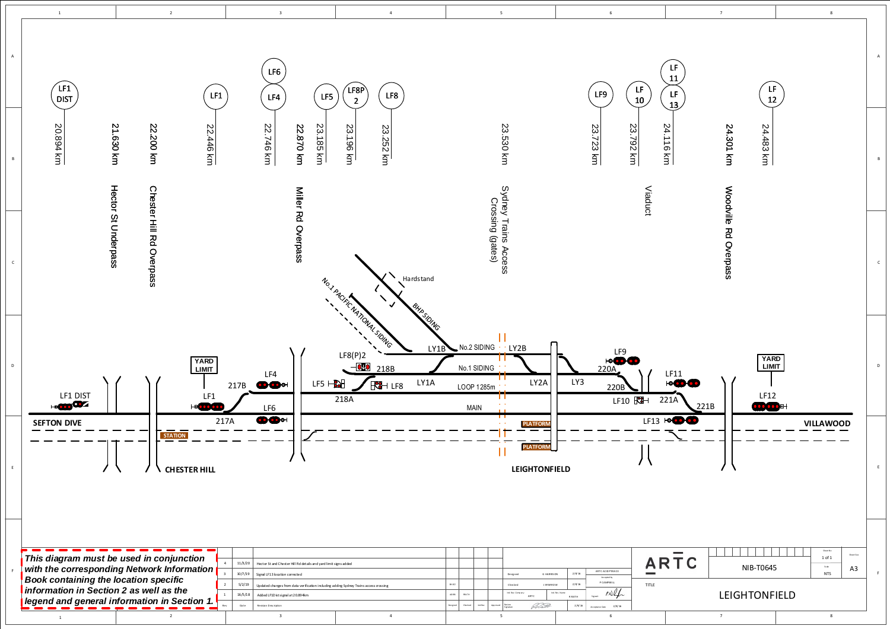# LEIGHTONFIELD

| Signal/Feature | Kilometrage | Description |
|---|---|---|
| LF1 DIST | 20.894 km | |
| | 21.630 km | Hector St Underpass |
| | 22.200 km | Chester Hill Rd Overpass |
| LF1 | 22.446 km | |
| LF6 / LF4 | 22.746 km | |
| | 22.870 km | Miller Rd Overpass |
| LF5 | 23.185 km | |
| LF8P2 | 23.196 km | |
| LF8 | 23.252 km | |
| | 23.530 km | Sydney Trains Access Crossing (gates) |
| LF9 | 23.723 km | |
| LF10 | 23.792 km | |
| LF11 / LF13 | 24.116 km | Viaduct |
| | 24.301 km | Woodville Rd Overpass |
| LF12 | 24.483 km | |

SEFTON DIVE — STATION — CHESTER HILL — YARD LIMIT — LF1 DIST — LF1 — 217A — 217B — LF4 — LF6 — LF5 — LF8(P)2 — 218A — 218B — LF8 — No.1 PACIFIC NATIONAL SIDING — BHP SIDING — Hardstand — LY1B — LY1A — No.2 SIDING — No.1 SIDING — LOOP 1285m — MAIN — LY2B — LY2A — PLATFORM — PLATFORM — LEIGHTONFIELD — LY3 — LF9 — 220A — 220B — LF10 — LF11 — 221A — 221B — LF13 — YARD LIMIT — LF12 — VILLAWOOD

***This diagram must be used in conjunction with the corresponding Network Information Book containing the location specific information in Section 2 as well as the legend and general information in Section 1.***

| Rev | Date | Revision Description |
|---|---|---|
| 4 | 11/3/20 | Hector St and Chester Hill Rd details and yard limit signs added |
| 3 | 10/7/19 | Signal LF13 location corrected |
| 2 | 5/2/19 | Updated changes from data verification including adding Sydney Trains access crossing |
| 1 | 16/5/18 | Added LF1Dist signal at 20.894km |

Designed: G HARRISON 2/9/16
Checked: J SPARROW 2/9/16
Ind. Rev. Company: ARTC — Ind. Rev. Name: R RATH
ARTC ACCEPTANCE — Accepted by P CAMPBELL — Acceptance Date 2/9/16

ARTC

NIB-T0645

TITLE: LEIGHTONFIELD

Sheet No. 1 of 1 — Scale NTS — Sheet Size A3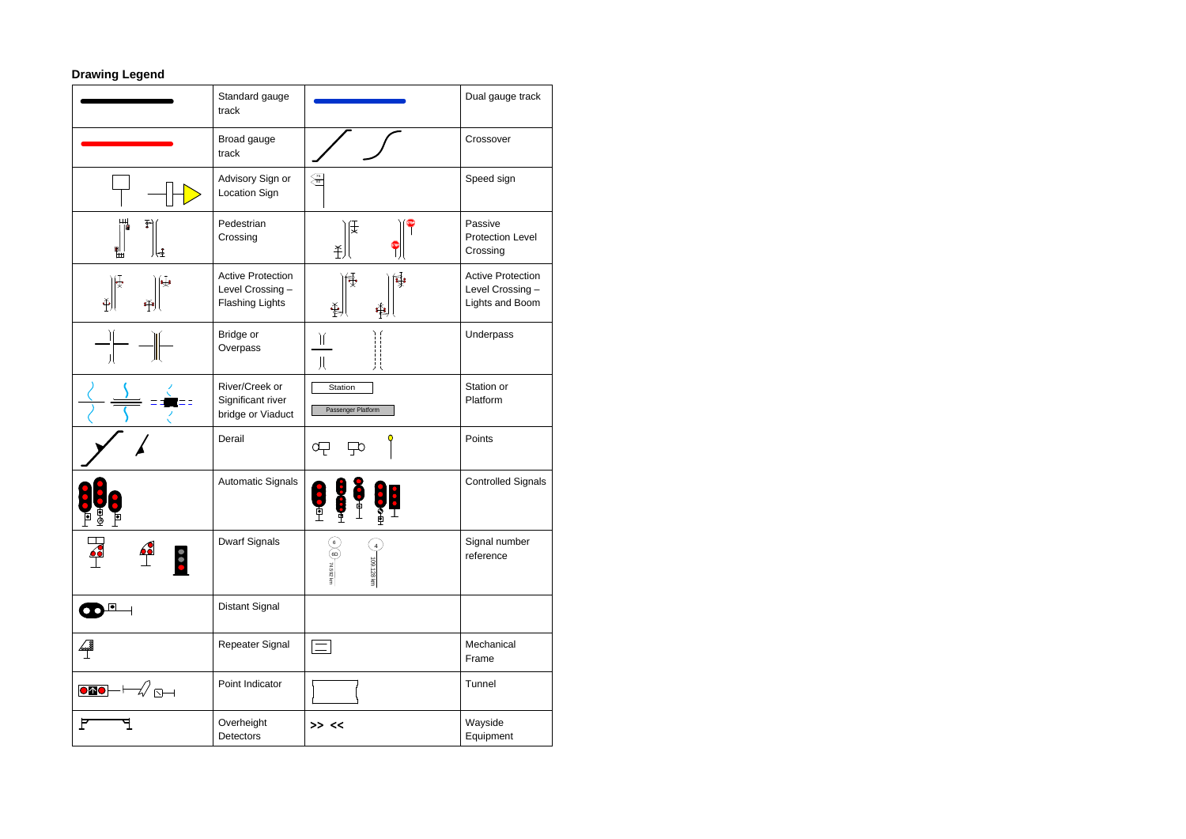**Drawing Legend**

| | | | |
|---|---|---|---|
| | Standard gauge track | | Dual gauge track |
| | Broad gauge track | | Crossover |
| | Advisory Sign or Location Sign | | Speed sign |
| | Pedestrian Crossing | | Passive Protection Level Crossing |
| | Active Protection Level Crossing – Flashing Lights | | Active Protection Level Crossing – Lights and Boom |
| | Bridge or Overpass | | Underpass |
| | River/Creek or Significant river bridge or Viaduct | Station<br>Passenger Platform | Station or Platform |
| | Derail | | Points |
| | Automatic Signals | | Controlled Signals |
| | Dwarf Signals | | Signal number reference |
| | Distant Signal | | |
| | Repeater Signal | | Mechanical Frame |
| | Point Indicator | | Tunnel |
| | Overheight Detectors | >> << | Wayside Equipment |